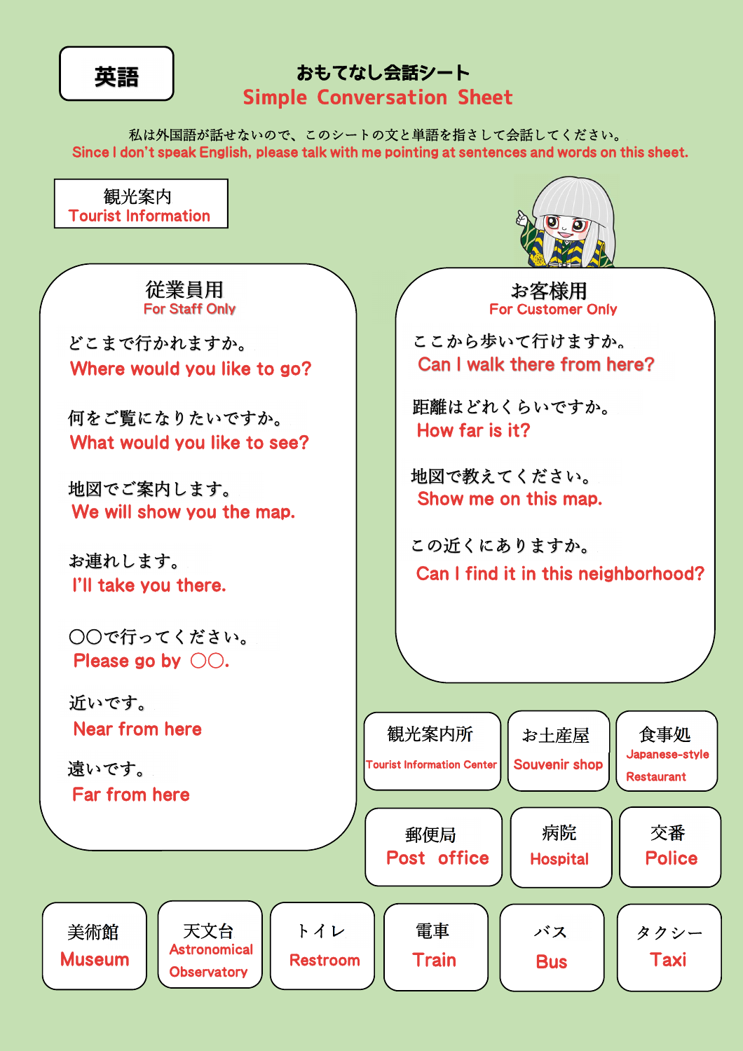英語

# おもてなし会話シート
# Simple Conversation Sheet

私は外国語が話せないので、このシートの文と単語を指さして会話してください。
Since I don't speak English, please talk with me pointing at sentences and words on this sheet.

## 観光案内
## Tourist Information

### 従業員用
### For Staff Only

どこまで行かれますか。
Where would you like to go?

何をご覧になりたいですか。
What would you like to see?

地図でご案内します。
We will show you the map.

お連れします。
I'll take you there.

○○で行ってください。
Please go by ○○.

近いです。
Near from here

遠いです。
Far from here

### お客様用
### For Customer Only

ここから歩いて行けますか。
Can I walk there from here?

距離はどれくらいですか。
How far is it?

地図で教えてください。
Show me on this map.

この近くにありますか。
Can I find it in this neighborhood?

観光案内所
Tourist Information Center

お土産屋
Souvenir shop

食事処
Japanese-style Restaurant

郵便局
Post office

病院
Hospital

交番
Police

美術館
Museum

天文台
Astronomical Observatory

トイレ
Restroom

電車
Train

バス
Bus

タクシー
Taxi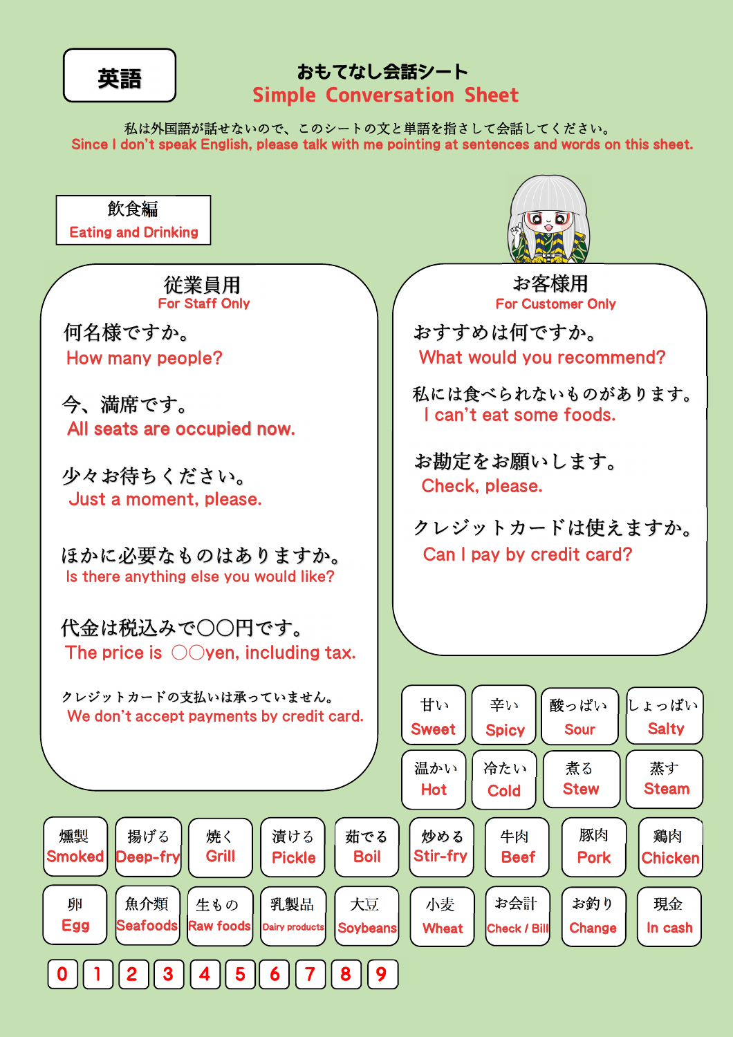**英語**

# おもてなし会話シート
# Simple Conversation Sheet

私は外国語が話せないので、このシートの文と単語を指さして会話してください。
Since I don't speak English, please talk with me pointing at sentences and words on this sheet.

## 飲食編
## Eating and Drinking

### 従業員用
### For Staff Only

何名様ですか。
How many people?

今、満席です。
All seats are occupied now.

少々お待ちください。
Just a moment, please.

ほかに必要なものはありますか。
Is there anything else you would like?

代金は税込みで○○円です。
The price is ○○yen, including tax.

クレジットカードの支払いは承っていません。
We don't accept payments by credit card.

### お客様用
### For Customer Only

おすすめは何ですか。
What would you recommend?

私には食べられないものがあります。
I can't eat some foods.

お勘定をお願いします。
Check, please.

クレジットカードは使えますか。
Can I pay by credit card?

| | | | |
|---|---|---|---|
| 甘い Sweet | 辛い Spicy | 酸っぱい Sour | しょっぱい Salty |
| 温かい Hot | 冷たい Cold | 煮る Stew | 蒸す Steam |

| | | | | | | | | |
|---|---|---|---|---|---|---|---|---|
| 燻製 Smoked | 揚げる Deep-fry | 焼く Grill | 漬ける Pickle | 茹でる Boil | 炒める Stir-fry | 牛肉 Beef | 豚肉 Pork | 鶏肉 Chicken |
| 卵 Egg | 魚介類 Seafoods | 生もの Raw foods | 乳製品 Dairy products | 大豆 Soybeans | 小麦 Wheat | お会計 Check / Bill | お釣り Change | 現金 In cash |

0 1 2 3 4 5 6 7 8 9